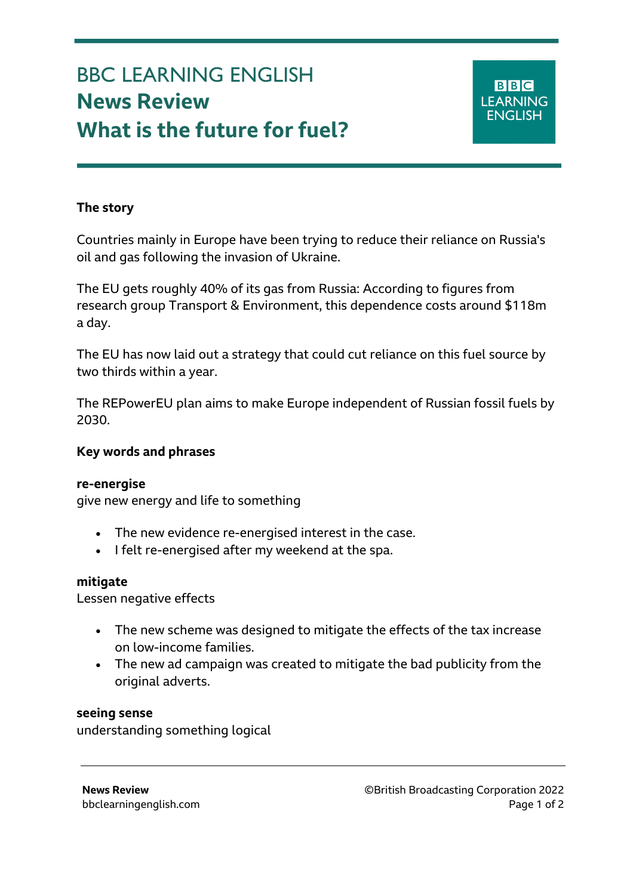# BBC LEARNING ENGLISH
# News Review
# What is the future for fuel?

**The story**

Countries mainly in Europe have been trying to reduce their reliance on Russia's oil and gas following the invasion of Ukraine.

The EU gets roughly 40% of its gas from Russia: According to figures from research group Transport & Environment, this dependence costs around $118m a day.

The EU has now laid out a strategy that could cut reliance on this fuel source by two thirds within a year.

The REPowerEU plan aims to make Europe independent of Russian fossil fuels by 2030.

**Key words and phrases**

**re-energise**
give new energy and life to something

- The new evidence re-energised interest in the case.
- I felt re-energised after my weekend at the spa.

**mitigate**
Lessen negative effects

- The new scheme was designed to mitigate the effects of the tax increase on low-income families.
- The new ad campaign was created to mitigate the bad publicity from the original adverts.

**seeing sense**
understanding something logical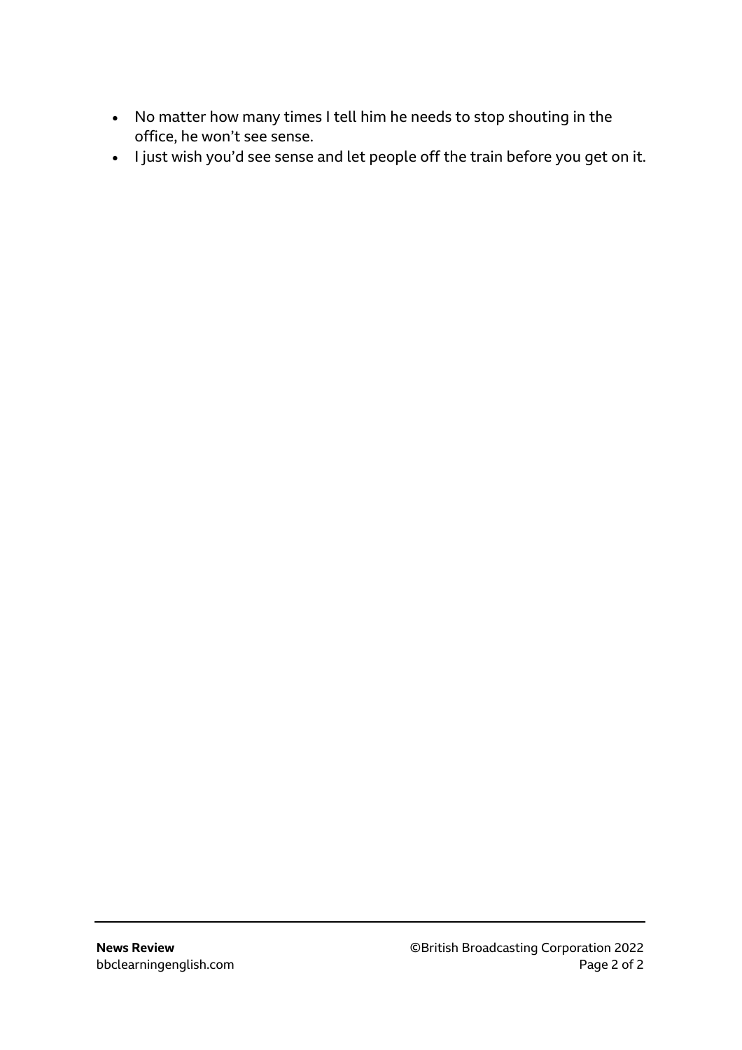- No matter how many times I tell him he needs to stop shouting in the office, he won't see sense.
- I just wish you'd see sense and let people off the train before you get on it.